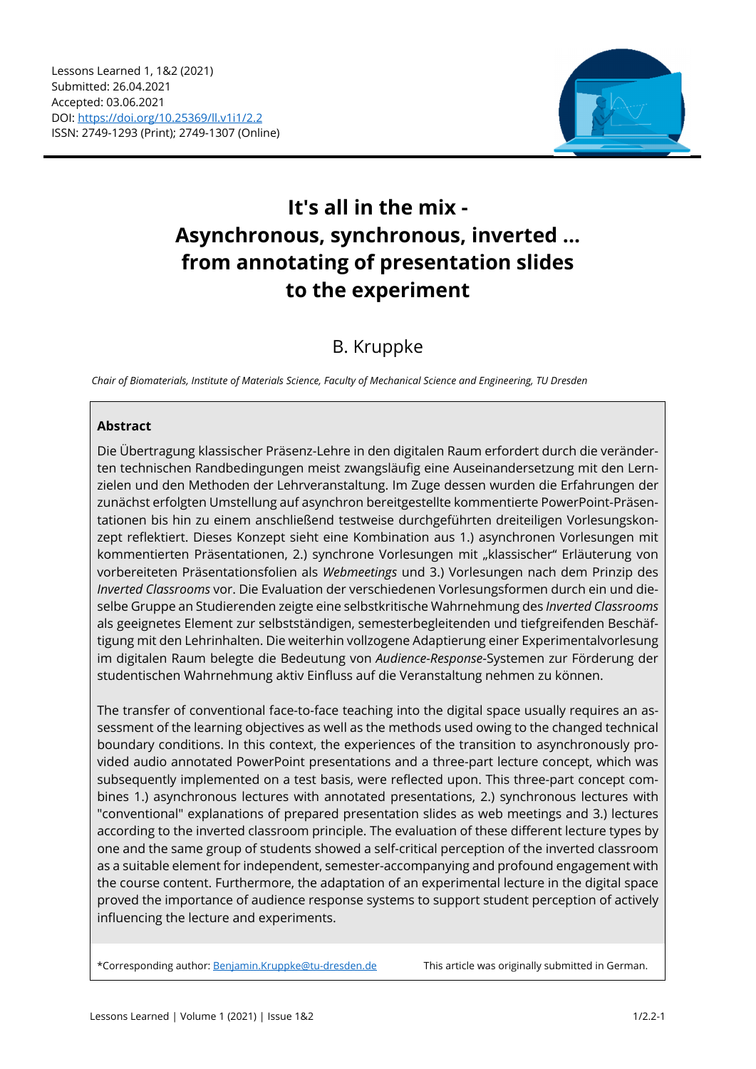Lessons Learned 1, 1&2 (2021)
Submitted: 26.04.2021
Accepted: 03.06.2021
DOI: https://doi.org/10.25369/ll.v1i1/2.2
ISSN: 2749-1293 (Print); 2749-1307 (Online)

# It's all in the mix - Asynchronous, synchronous, inverted ... from annotating of presentation slides to the experiment

B. Kruppke

*Chair of Biomaterials, Institute of Materials Science, Faculty of Mechanical Science and Engineering, TU Dresden*

## Abstract

Die Übertragung klassischer Präsenz-Lehre in den digitalen Raum erfordert durch die veränderten technischen Randbedingungen meist zwangsläufig eine Auseinandersetzung mit den Lernzielen und den Methoden der Lehrveranstaltung. Im Zuge dessen wurden die Erfahrungen der zunächst erfolgten Umstellung auf asynchron bereitgestellte kommentierte PowerPoint-Präsentationen bis hin zu einem anschließend testweise durchgeführten dreiteiligen Vorlesungskonzept reflektiert. Dieses Konzept sieht eine Kombination aus 1.) asynchronen Vorlesungen mit kommentierten Präsentationen, 2.) synchrone Vorlesungen mit „klassischer" Erläuterung von vorbereiteten Präsentationsfolien als *Webmeetings* und 3.) Vorlesungen nach dem Prinzip des *Inverted Classrooms* vor. Die Evaluation der verschiedenen Vorlesungsformen durch ein und dieselbe Gruppe an Studierenden zeigte eine selbstkritische Wahrnehmung des *Inverted Classrooms* als geeignetes Element zur selbstständigen, semesterbegleitenden und tiefgreifenden Beschäftigung mit den Lehrinhalten. Die weiterhin vollzogene Adaptierung einer Experimentalvorlesung im digitalen Raum belegte die Bedeutung von *Audience-Response*-Systemen zur Förderung der studentischen Wahrnehmung aktiv Einfluss auf die Veranstaltung nehmen zu können.

The transfer of conventional face-to-face teaching into the digital space usually requires an assessment of the learning objectives as well as the methods used owing to the changed technical boundary conditions. In this context, the experiences of the transition to asynchronously provided audio annotated PowerPoint presentations and a three-part lecture concept, which was subsequently implemented on a test basis, were reflected upon. This three-part concept combines 1.) asynchronous lectures with annotated presentations, 2.) synchronous lectures with "conventional" explanations of prepared presentation slides as web meetings and 3.) lectures according to the inverted classroom principle. The evaluation of these different lecture types by one and the same group of students showed a self-critical perception of the inverted classroom as a suitable element for independent, semester-accompanying and profound engagement with the course content. Furthermore, the adaptation of an experimental lecture in the digital space proved the importance of audience response systems to support student perception of actively influencing the lecture and experiments.

*Corresponding author: Benjamin.Kruppke@tu-dresden.de

This article was originally submitted in German.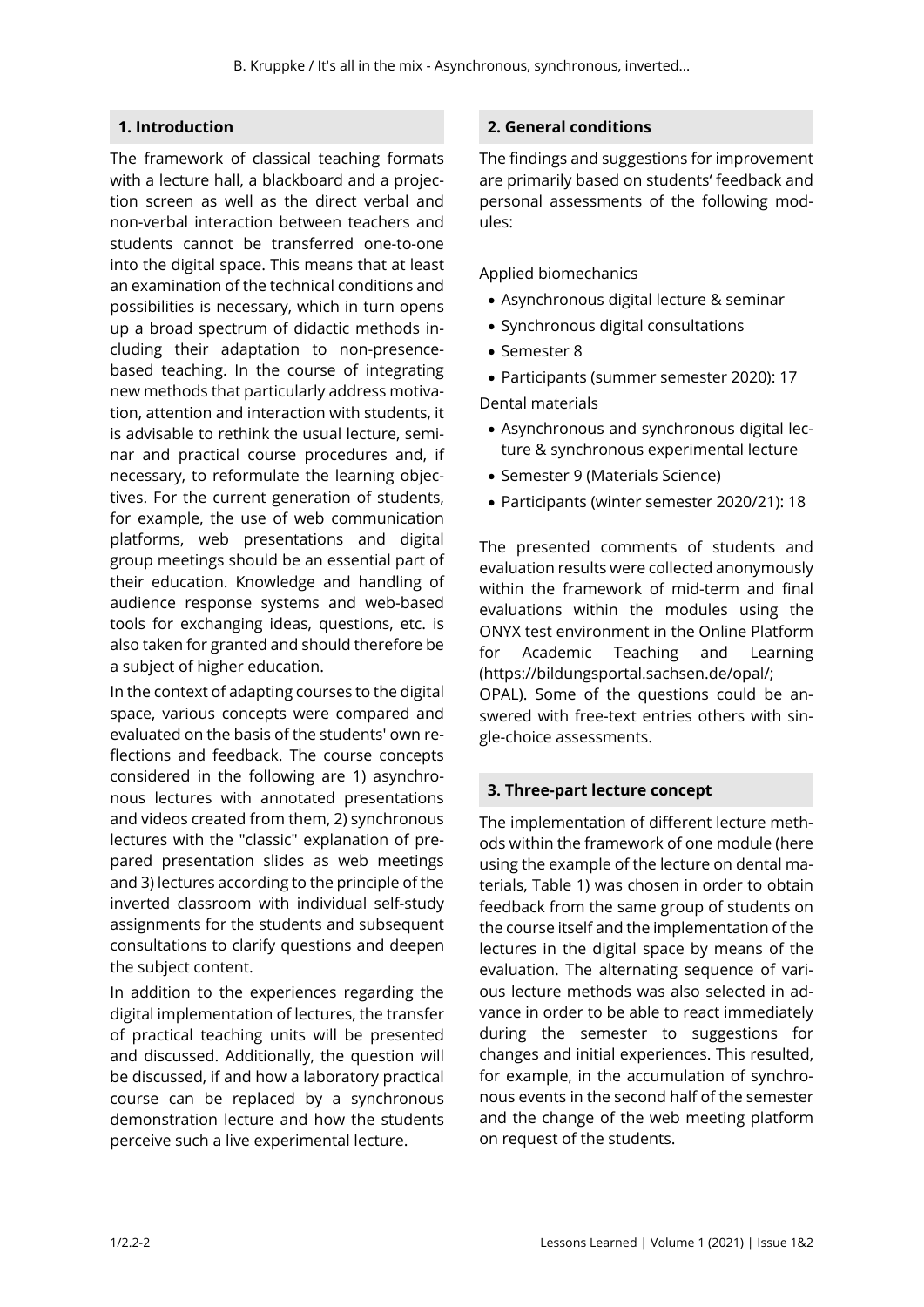## 1. Introduction

The framework of classical teaching formats with a lecture hall, a blackboard and a projection screen as well as the direct verbal and non-verbal interaction between teachers and students cannot be transferred one-to-one into the digital space. This means that at least an examination of the technical conditions and possibilities is necessary, which in turn opens up a broad spectrum of didactic methods including their adaptation to non-presence-based teaching. In the course of integrating new methods that particularly address motivation, attention and interaction with students, it is advisable to rethink the usual lecture, seminar and practical course procedures and, if necessary, to reformulate the learning objectives. For the current generation of students, for example, the use of web communication platforms, web presentations and digital group meetings should be an essential part of their education. Knowledge and handling of audience response systems and web-based tools for exchanging ideas, questions, etc. is also taken for granted and should therefore be a subject of higher education.

In the context of adapting courses to the digital space, various concepts were compared and evaluated on the basis of the students' own reflections and feedback. The course concepts considered in the following are 1) asynchronous lectures with annotated presentations and videos created from them, 2) synchronous lectures with the "classic" explanation of prepared presentation slides as web meetings and 3) lectures according to the principle of the inverted classroom with individual self-study assignments for the students and subsequent consultations to clarify questions and deepen the subject content.

In addition to the experiences regarding the digital implementation of lectures, the transfer of practical teaching units will be presented and discussed. Additionally, the question will be discussed, if and how a laboratory practical course can be replaced by a synchronous demonstration lecture and how the students perceive such a live experimental lecture.

## 2. General conditions

The findings and suggestions for improvement are primarily based on students' feedback and personal assessments of the following modules:

Applied biomechanics

- Asynchronous digital lecture & seminar
- Synchronous digital consultations
- Semester 8
- Participants (summer semester 2020): 17

Dental materials

- Asynchronous and synchronous digital lecture & synchronous experimental lecture
- Semester 9 (Materials Science)
- Participants (winter semester 2020/21): 18

The presented comments of students and evaluation results were collected anonymously within the framework of mid-term and final evaluations within the modules using the ONYX test environment in the Online Platform for Academic Teaching and Learning (https://bildungsportal.sachsen.de/opal/; OPAL). Some of the questions could be answered with free-text entries others with single-choice assessments.

## 3. Three-part lecture concept

The implementation of different lecture methods within the framework of one module (here using the example of the lecture on dental materials, Table 1) was chosen in order to obtain feedback from the same group of students on the course itself and the implementation of the lectures in the digital space by means of the evaluation. The alternating sequence of various lecture methods was also selected in advance in order to be able to react immediately during the semester to suggestions for changes and initial experiences. This resulted, for example, in the accumulation of synchronous events in the second half of the semester and the change of the web meeting platform on request of the students.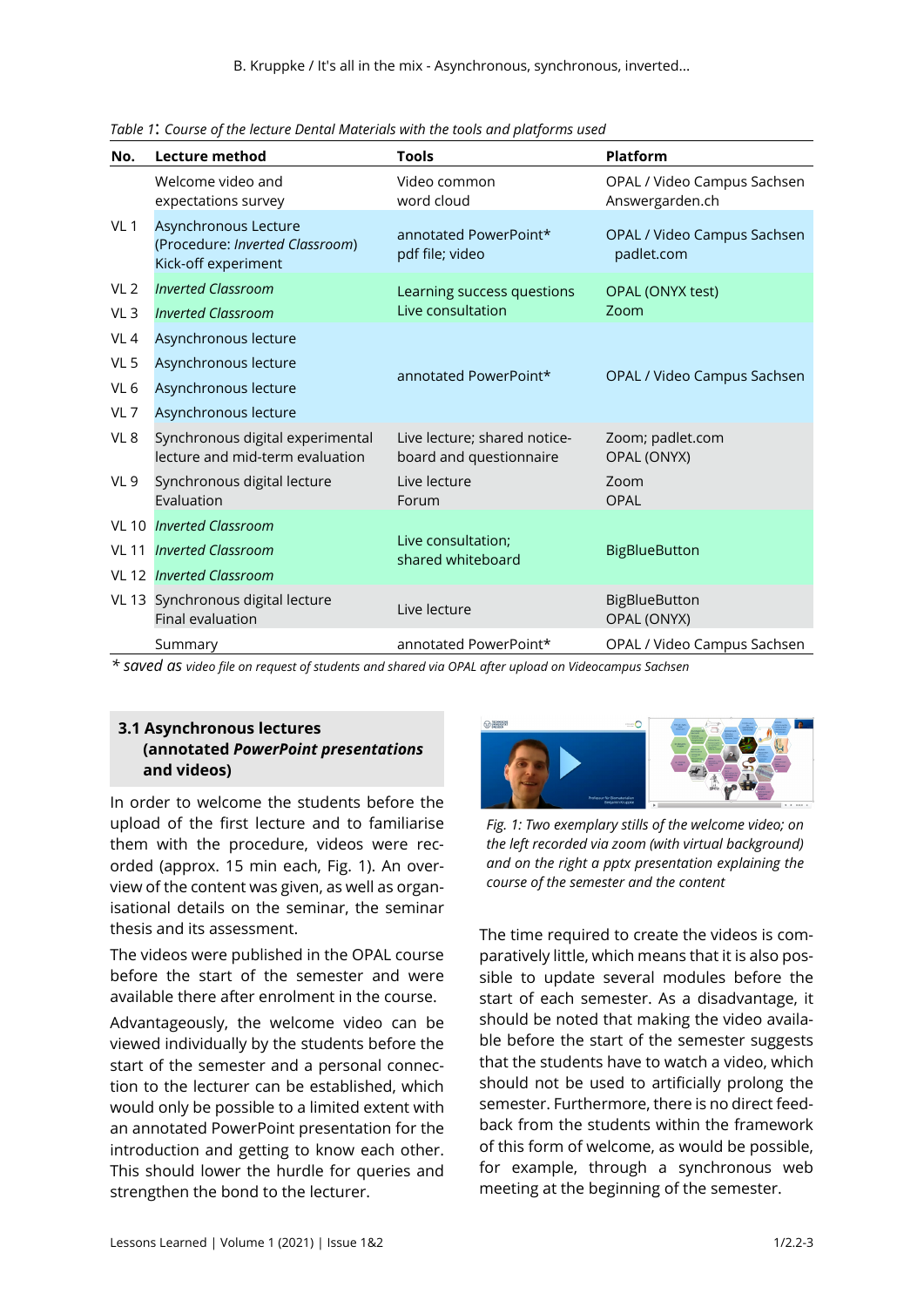*Table 1: Course of the lecture Dental Materials with the tools and platforms used*

| No. | Lecture method | Tools | Platform |
|---|---|---|---|
| | Welcome video and expectations survey | Video common word cloud | OPAL / Video Campus Sachsen Answergarden.ch |
| VL 1 | Asynchronous Lecture (Procedure: *Inverted Classroom*) Kick-off experiment | annotated PowerPoint* pdf file; video | OPAL / Video Campus Sachsen padlet.com |
| VL 2 | *Inverted Classroom* | Learning success questions Live consultation | OPAL (ONYX test) Zoom |
| VL 3 | *Inverted Classroom* | | |
| VL 4 | Asynchronous lecture | annotated PowerPoint* | OPAL / Video Campus Sachsen |
| VL 5 | Asynchronous lecture | | |
| VL 6 | Asynchronous lecture | | |
| VL 7 | Asynchronous lecture | | |
| VL 8 | Synchronous digital experimental lecture and mid-term evaluation | Live lecture; shared notice-board and questionnaire | Zoom; padlet.com OPAL (ONYX) |
| VL 9 | Synchronous digital lecture Evaluation | Live lecture Forum | Zoom OPAL |
| VL 10 | *Inverted Classroom* | Live consultation; shared whiteboard | BigBlueButton |
| VL 11 | *Inverted Classroom* | | |
| VL 12 | *Inverted Classroom* | | |
| VL 13 | Synchronous digital lecture Final evaluation | Live lecture | BigBlueButton OPAL (ONYX) |
| | Summary | annotated PowerPoint* | OPAL / Video Campus Sachsen |

*\* saved as video file on request of students and shared via OPAL after upload on Videocampus Sachsen*

### 3.1 Asynchronous lectures (annotated *PowerPoint presentations* and videos)

In order to welcome the students before the upload of the first lecture and to familiarise them with the procedure, videos were recorded (approx. 15 min each, Fig. 1). An overview of the content was given, as well as organisational details on the seminar, the seminar thesis and its assessment.

The videos were published in the OPAL course before the start of the semester and were available there after enrolment in the course.

Advantageously, the welcome video can be viewed individually by the students before the start of the semester and a personal connection to the lecturer can be established, which would only be possible to a limited extent with an annotated PowerPoint presentation for the introduction and getting to know each other. This should lower the hurdle for queries and strengthen the bond to the lecturer.

*Fig. 1: Two exemplary stills of the welcome video; on the left recorded via zoom (with virtual background) and on the right a pptx presentation explaining the course of the semester and the content*

The time required to create the videos is comparatively little, which means that it is also possible to update several modules before the start of each semester. As a disadvantage, it should be noted that making the video available before the start of the semester suggests that the students have to watch a video, which should not be used to artificially prolong the semester. Furthermore, there is no direct feedback from the students within the framework of this form of welcome, as would be possible, for example, through a synchronous web meeting at the beginning of the semester.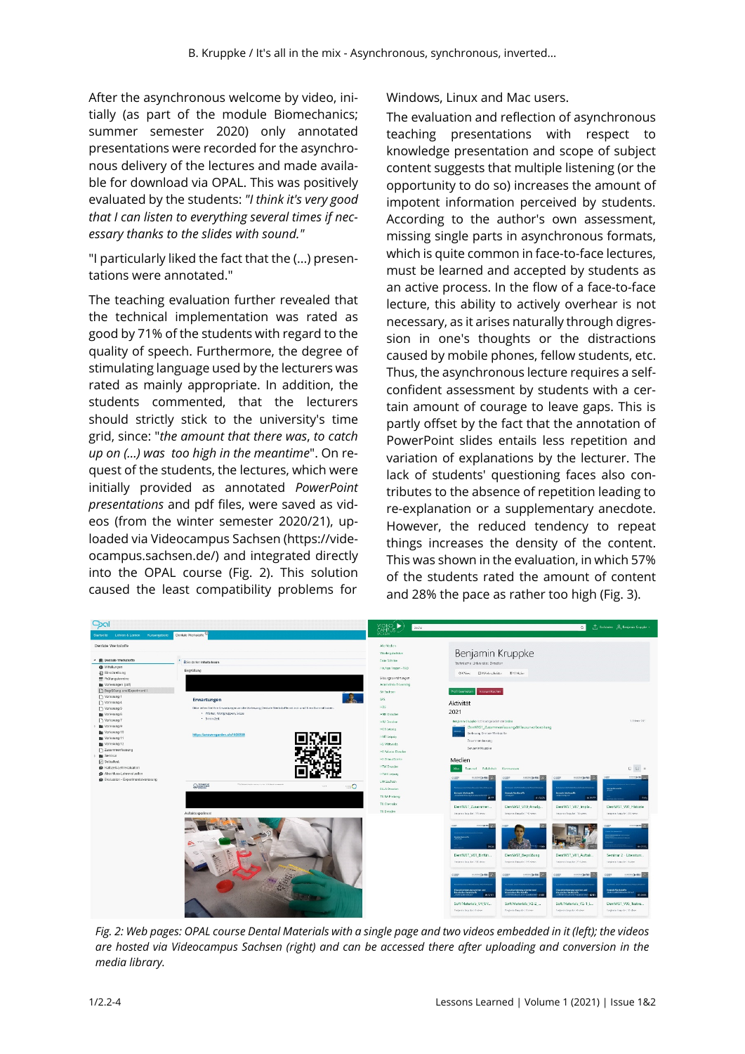After the asynchronous welcome by video, initially (as part of the module Biomechanics; summer semester 2020) only annotated presentations were recorded for the asynchronous delivery of the lectures and made available for download via OPAL. This was positively evaluated by the students: *"I think it's very good that I can listen to everything several times if necessary thanks to the slides with sound."*

"I particularly liked the fact that the (...) presentations were annotated."

The teaching evaluation further revealed that the technical implementation was rated as good by 71% of the students with regard to the quality of speech. Furthermore, the degree of stimulating language used by the lecturers was rated as mainly appropriate. In addition, the students commented, that the lecturers should strictly stick to the university's time grid, since: "*the amount that there was, to catch up on (...) was too high in the meantime*". On request of the students, the lectures, which were initially provided as annotated *PowerPoint presentations* and pdf files, were saved as videos (from the winter semester 2020/21), uploaded via Videocampus Sachsen (https://videocampus.sachsen.de/) and integrated directly into the OPAL course (Fig. 2). This solution caused the least compatibility problems for Windows, Linux and Mac users.

The evaluation and reflection of asynchronous teaching presentations with respect to knowledge presentation and scope of subject content suggests that multiple listening (or the opportunity to do so) increases the amount of impotent information perceived by students. According to the author's own assessment, missing single parts in asynchronous formats, which is quite common in face-to-face lectures, must be learned and accepted by students as an active process. In the flow of a face-to-face lecture, this ability to actively overhear is not necessary, as it arises naturally through digression in one's thoughts or the distractions caused by mobile phones, fellow students, etc. Thus, the asynchronous lecture requires a self-confident assessment by students with a certain amount of courage to leave gaps. This is partly offset by the fact that the annotation of PowerPoint slides entails less repetition and variation of explanations by the lecturer. The lack of students' questioning faces also contributes to the absence of repetition leading to re-explanation or a supplementary anecdote. However, the reduced tendency to repeat things increases the density of the content. This was shown in the evaluation, in which 57% of the students rated the amount of content and 28% the pace as rather too high (Fig. 3).

*Fig. 2: Web pages: OPAL course Dental Materials with a single page and two videos embedded in it (left); the videos are hosted via Videocampus Sachsen (right) and can be accessed there after uploading and conversion in the media library.*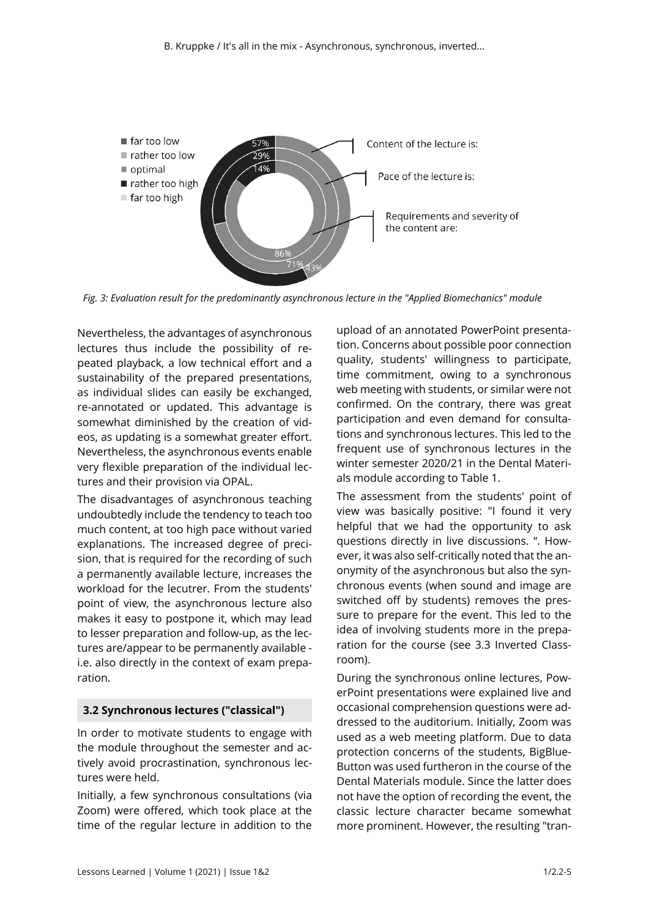*Fig. 3: Evaluation result for the predominantly asynchronous lecture in the "Applied Biomechanics" module*

Nevertheless, the advantages of asynchronous lectures thus include the possibility of repeated playback, a low technical effort and a sustainability of the prepared presentations, as individual slides can easily be exchanged, re-annotated or updated. This advantage is somewhat diminished by the creation of videos, as updating is a somewhat greater effort. Nevertheless, the asynchronous events enable very flexible preparation of the individual lectures and their provision via OPAL.

The disadvantages of asynchronous teaching undoubtedly include the tendency to teach too much content, at too high pace without varied explanations. The increased degree of precision, that is required for the recording of such a permanently available lecture, increases the workload for the lecutrer. From the students' point of view, the asynchronous lecture also makes it easy to postpone it, which may lead to lesser preparation and follow-up, as the lectures are/appear to be permanently available - i.e. also directly in the context of exam preparation.

### 3.2 Synchronous lectures ("classical")

In order to motivate students to engage with the module throughout the semester and actively avoid procrastination, synchronous lectures were held.

Initially, a few synchronous consultations (via Zoom) were offered, which took place at the time of the regular lecture in addition to the upload of an annotated PowerPoint presentation. Concerns about possible poor connection quality, students' willingness to participate, time commitment, owing to a synchronous web meeting with students, or similar were not confirmed. On the contrary, there was great participation and even demand for consultations and synchronous lectures. This led to the frequent use of synchronous lectures in the winter semester 2020/21 in the Dental Materials module according to Table 1.

The assessment from the students' point of view was basically positive: "I found it very helpful that we had the opportunity to ask questions directly in live discussions. ". However, it was also self-critically noted that the anonymity of the asynchronous but also the synchronous events (when sound and image are switched off by students) removes the pressure to prepare for the event. This led to the idea of involving students more in the preparation for the course (see 3.3 Inverted Classroom).

During the synchronous online lectures, PowerPoint presentations were explained live and occasional comprehension questions were addressed to the auditorium. Initially, Zoom was used as a web meeting platform. Due to data protection concerns of the students, BigBlueButton was used furtheron in the course of the Dental Materials module. Since the latter does not have the option of recording the event, the classic lecture character became somewhat more prominent. However, the resulting "tran-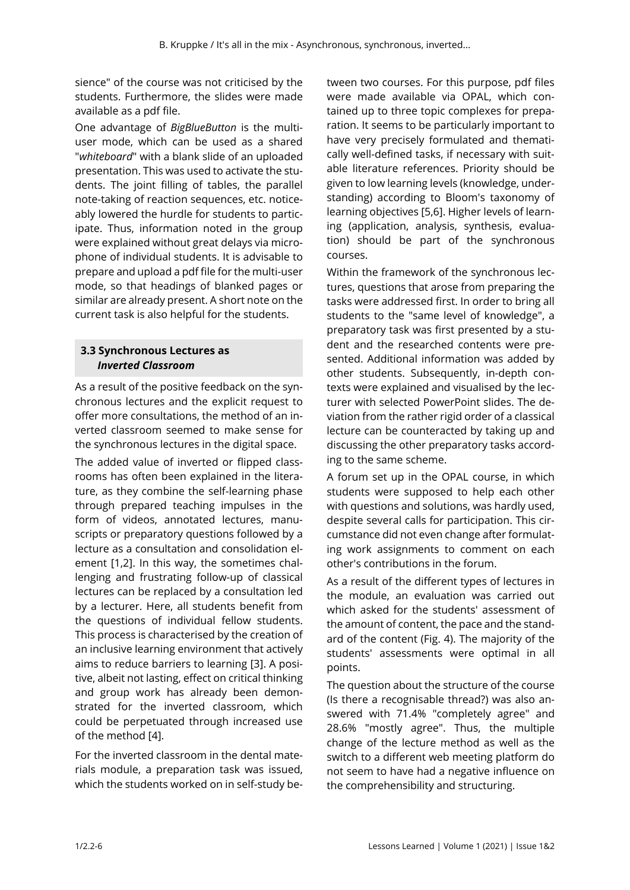sience" of the course was not criticised by the students. Furthermore, the slides were made available as a pdf file.

One advantage of *BigBlueButton* is the multi-user mode, which can be used as a shared "*whiteboard*" with a blank slide of an uploaded presentation. This was used to activate the students. The joint filling of tables, the parallel note-taking of reaction sequences, etc. noticeably lowered the hurdle for students to participate. Thus, information noted in the group were explained without great delays via microphone of individual students. It is advisable to prepare and upload a pdf file for the multi-user mode, so that headings of blanked pages or similar are already present. A short note on the current task is also helpful for the students.

### 3.3 Synchronous Lectures as *Inverted Classroom*

As a result of the positive feedback on the synchronous lectures and the explicit request to offer more consultations, the method of an inverted classroom seemed to make sense for the synchronous lectures in the digital space.

The added value of inverted or flipped classrooms has often been explained in the literature, as they combine the self-learning phase through prepared teaching impulses in the form of videos, annotated lectures, manuscripts or preparatory questions followed by a lecture as a consultation and consolidation element [1,2]. In this way, the sometimes challenging and frustrating follow-up of classical lectures can be replaced by a consultation led by a lecturer. Here, all students benefit from the questions of individual fellow students. This process is characterised by the creation of an inclusive learning environment that actively aims to reduce barriers to learning [3]. A positive, albeit not lasting, effect on critical thinking and group work has already been demonstrated for the inverted classroom, which could be perpetuated through increased use of the method [4].

For the inverted classroom in the dental materials module, a preparation task was issued, which the students worked on in self-study between two courses. For this purpose, pdf files were made available via OPAL, which contained up to three topic complexes for preparation. It seems to be particularly important to have very precisely formulated and thematically well-defined tasks, if necessary with suitable literature references. Priority should be given to low learning levels (knowledge, understanding) according to Bloom's taxonomy of learning objectives [5,6]. Higher levels of learning (application, analysis, synthesis, evaluation) should be part of the synchronous courses.

Within the framework of the synchronous lectures, questions that arose from preparing the tasks were addressed first. In order to bring all students to the "same level of knowledge", a preparatory task was first presented by a student and the researched contents were presented. Additional information was added by other students. Subsequently, in-depth contexts were explained and visualised by the lecturer with selected PowerPoint slides. The deviation from the rather rigid order of a classical lecture can be counteracted by taking up and discussing the other preparatory tasks according to the same scheme.

A forum set up in the OPAL course, in which students were supposed to help each other with questions and solutions, was hardly used, despite several calls for participation. This circumstance did not even change after formulating work assignments to comment on each other's contributions in the forum.

As a result of the different types of lectures in the module, an evaluation was carried out which asked for the students' assessment of the amount of content, the pace and the standard of the content (Fig. 4). The majority of the students' assessments were optimal in all points.

The question about the structure of the course (Is there a recognisable thread?) was also answered with 71.4% "completely agree" and 28.6% "mostly agree". Thus, the multiple change of the lecture method as well as the switch to a different web meeting platform do not seem to have had a negative influence on the comprehensibility and structuring.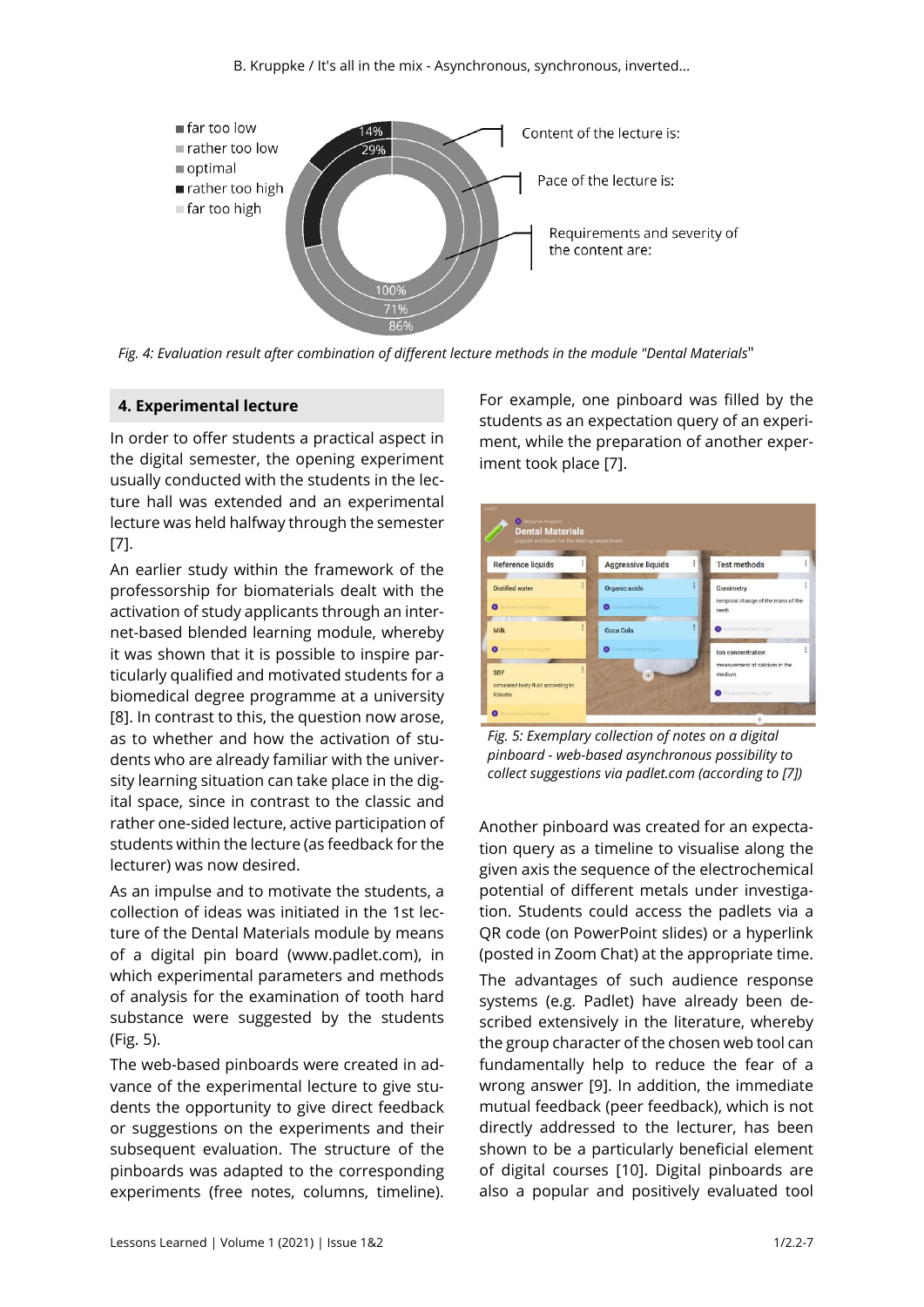*Fig. 4: Evaluation result after combination of different lecture methods in the module "Dental Materials"*

## 4. Experimental lecture

In order to offer students a practical aspect in the digital semester, the opening experiment usually conducted with the students in the lecture hall was extended and an experimental lecture was held halfway through the semester [7].

An earlier study within the framework of the professorship for biomaterials dealt with the activation of study applicants through an internet-based blended learning module, whereby it was shown that it is possible to inspire particularly qualified and motivated students for a biomedical degree programme at a university [8]. In contrast to this, the question now arose, as to whether and how the activation of students who are already familiar with the university learning situation can take place in the digital space, since in contrast to the classic and rather one-sided lecture, active participation of students within the lecture (as feedback for the lecturer) was now desired.

As an impulse and to motivate the students, a collection of ideas was initiated in the 1st lecture of the Dental Materials module by means of a digital pin board (www.padlet.com), in which experimental parameters and methods of analysis for the examination of tooth hard substance were suggested by the students (Fig. 5).

The web-based pinboards were created in advance of the experimental lecture to give students the opportunity to give direct feedback or suggestions on the experiments and their subsequent evaluation. The structure of the pinboards was adapted to the corresponding experiments (free notes, columns, timeline). For example, one pinboard was filled by the students as an expectation query of an experiment, while the preparation of another experiment took place [7].

*Fig. 5: Exemplary collection of notes on a digital pinboard - web-based asynchronous possibility to collect suggestions via padlet.com (according to [7])*

Another pinboard was created for an expectation query as a timeline to visualise along the given axis the sequence of the electrochemical potential of different metals under investigation. Students could access the padlets via a QR code (on PowerPoint slides) or a hyperlink (posted in Zoom Chat) at the appropriate time.

The advantages of such audience response systems (e.g. Padlet) have already been described extensively in the literature, whereby the group character of the chosen web tool can fundamentally help to reduce the fear of a wrong answer [9]. In addition, the immediate mutual feedback (peer feedback), which is not directly addressed to the lecturer, has been shown to be a particularly beneficial element of digital courses [10]. Digital pinboards are also a popular and positively evaluated tool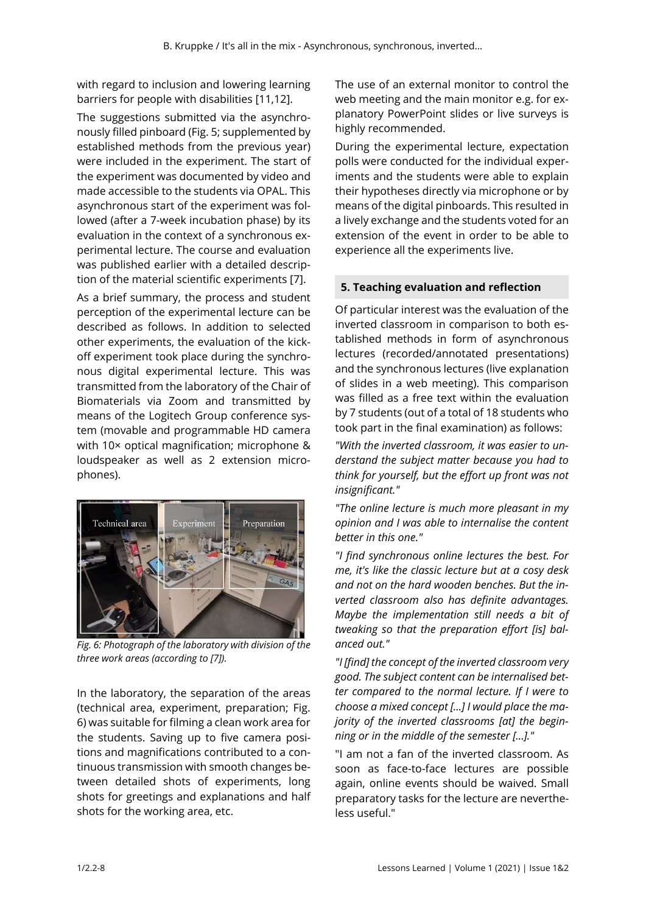with regard to inclusion and lowering learning barriers for people with disabilities [11,12].

The suggestions submitted via the asynchronously filled pinboard (Fig. 5; supplemented by established methods from the previous year) were included in the experiment. The start of the experiment was documented by video and made accessible to the students via OPAL. This asynchronous start of the experiment was followed (after a 7-week incubation phase) by its evaluation in the context of a synchronous experimental lecture. The course and evaluation was published earlier with a detailed description of the material scientific experiments [7].

As a brief summary, the process and student perception of the experimental lecture can be described as follows. In addition to selected other experiments, the evaluation of the kick-off experiment took place during the synchronous digital experimental lecture. This was transmitted from the laboratory of the Chair of Biomaterials via Zoom and transmitted by means of the Logitech Group conference system (movable and programmable HD camera with 10× optical magnification; microphone & loudspeaker as well as 2 extension microphones).

*Fig. 6: Photograph of the laboratory with division of the three work areas (according to [7]).*

In the laboratory, the separation of the areas (technical area, experiment, preparation; Fig. 6) was suitable for filming a clean work area for the students. Saving up to five camera positions and magnifications contributed to a continuous transmission with smooth changes between detailed shots of experiments, long shots for greetings and explanations and half shots for the working area, etc.

The use of an external monitor to control the web meeting and the main monitor e.g. for explanatory PowerPoint slides or live surveys is highly recommended.

During the experimental lecture, expectation polls were conducted for the individual experiments and the students were able to explain their hypotheses directly via microphone or by means of the digital pinboards. This resulted in a lively exchange and the students voted for an extension of the event in order to be able to experience all the experiments live.

## 5. Teaching evaluation and reflection

Of particular interest was the evaluation of the inverted classroom in comparison to both established methods in form of asynchronous lectures (recorded/annotated presentations) and the synchronous lectures (live explanation of slides in a web meeting). This comparison was filled as a free text within the evaluation by 7 students (out of a total of 18 students who took part in the final examination) as follows:

*"With the inverted classroom, it was easier to understand the subject matter because you had to think for yourself, but the effort up front was not insignificant."*

*"The online lecture is much more pleasant in my opinion and I was able to internalise the content better in this one."*

*"I find synchronous online lectures the best. For me, it's like the classic lecture but at a cosy desk and not on the hard wooden benches. But the inverted classroom also has definite advantages. Maybe the implementation still needs a bit of tweaking so that the preparation effort [is] balanced out."*

*"I [find] the concept of the inverted classroom very good. The subject content can be internalised better compared to the normal lecture. If I were to choose a mixed concept [...] I would place the majority of the inverted classrooms [at] the beginning or in the middle of the semester [...]."*

"I am not a fan of the inverted classroom. As soon as face-to-face lectures are possible again, online events should be waived. Small preparatory tasks for the lecture are nevertheless useful."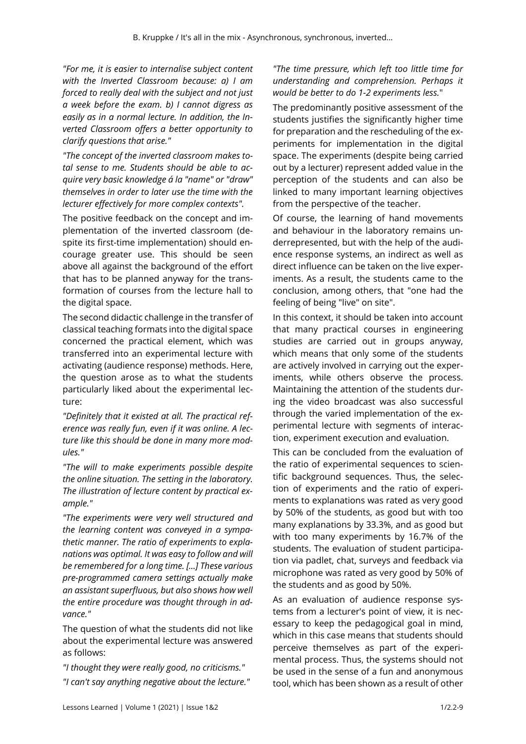*"For me, it is easier to internalise subject content with the Inverted Classroom because: a) I am forced to really deal with the subject and not just a week before the exam. b) I cannot digress as easily as in a normal lecture. In addition, the Inverted Classroom offers a better opportunity to clarify questions that arise."*

*"The concept of the inverted classroom makes total sense to me. Students should be able to acquire very basic knowledge á la "name" or "draw" themselves in order to later use the time with the lecturer effectively for more complex contexts".*

The positive feedback on the concept and implementation of the inverted classroom (despite its first-time implementation) should encourage greater use. This should be seen above all against the background of the effort that has to be planned anyway for the transformation of courses from the lecture hall to the digital space.

The second didactic challenge in the transfer of classical teaching formats into the digital space concerned the practical element, which was transferred into an experimental lecture with activating (audience response) methods. Here, the question arose as to what the students particularly liked about the experimental lecture:

*"Definitely that it existed at all. The practical reference was really fun, even if it was online. A lecture like this should be done in many more modules."*

*"The will to make experiments possible despite the online situation. The setting in the laboratory. The illustration of lecture content by practical example."*

*"The experiments were very well structured and the learning content was conveyed in a sympathetic manner. The ratio of experiments to explanations was optimal. It was easy to follow and will be remembered for a long time. [...] These various pre-programmed camera settings actually make an assistant superfluous, but also shows how well the entire procedure was thought through in advance."*

The question of what the students did not like about the experimental lecture was answered as follows:

*"I thought they were really good, no criticisms."*

*"I can't say anything negative about the lecture."*

*"The time pressure, which left too little time for understanding and comprehension. Perhaps it would be better to do 1-2 experiments less."*

The predominantly positive assessment of the students justifies the significantly higher time for preparation and the rescheduling of the experiments for implementation in the digital space. The experiments (despite being carried out by a lecturer) represent added value in the perception of the students and can also be linked to many important learning objectives from the perspective of the teacher.

Of course, the learning of hand movements and behaviour in the laboratory remains underrepresented, but with the help of the audience response systems, an indirect as well as direct influence can be taken on the live experiments. As a result, the students came to the conclusion, among others, that "one had the feeling of being "live" on site".

In this context, it should be taken into account that many practical courses in engineering studies are carried out in groups anyway, which means that only some of the students are actively involved in carrying out the experiments, while others observe the process. Maintaining the attention of the students during the video broadcast was also successful through the varied implementation of the experimental lecture with segments of interaction, experiment execution and evaluation.

This can be concluded from the evaluation of the ratio of experimental sequences to scientific background sequences. Thus, the selection of experiments and the ratio of experiments to explanations was rated as very good by 50% of the students, as good but with too many explanations by 33.3%, and as good but with too many experiments by 16.7% of the students. The evaluation of student participation via padlet, chat, surveys and feedback via microphone was rated as very good by 50% of the students and as good by 50%.

As an evaluation of audience response systems from a lecturer's point of view, it is necessary to keep the pedagogical goal in mind, which in this case means that students should perceive themselves as part of the experimental process. Thus, the systems should not be used in the sense of a fun and anonymous tool, which has been shown as a result of other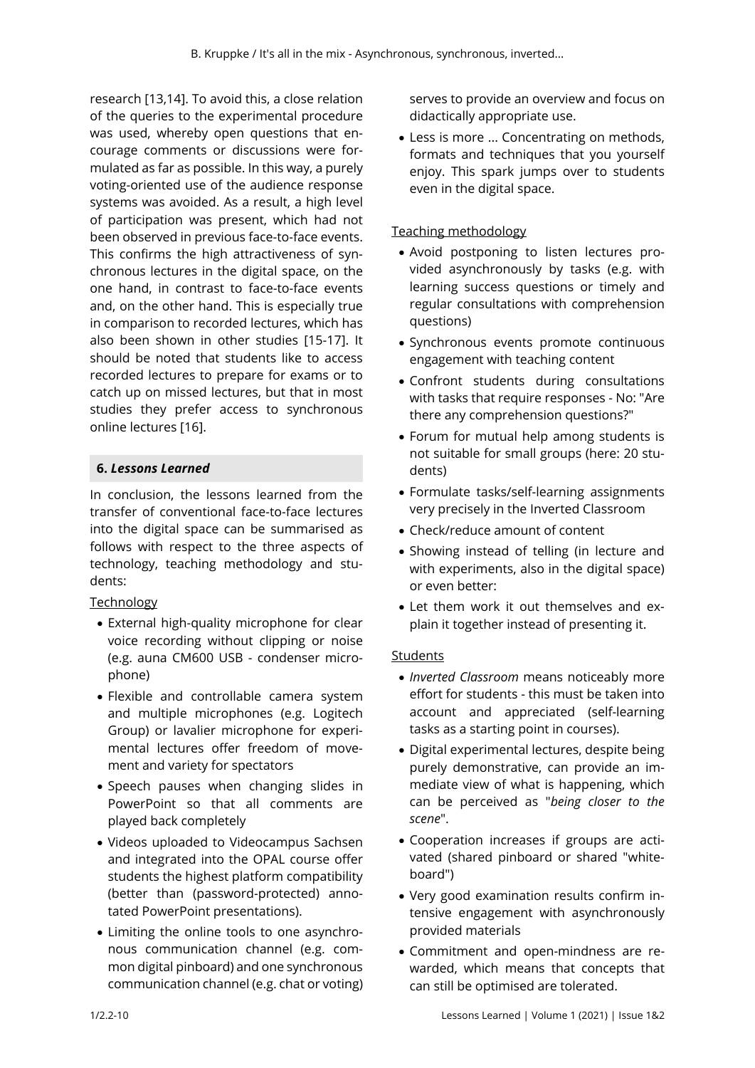research [13,14]. To avoid this, a close relation of the queries to the experimental procedure was used, whereby open questions that encourage comments or discussions were formulated as far as possible. In this way, a purely voting-oriented use of the audience response systems was avoided. As a result, a high level of participation was present, which had not been observed in previous face-to-face events. This confirms the high attractiveness of synchronous lectures in the digital space, on the one hand, in contrast to face-to-face events and, on the other hand. This is especially true in comparison to recorded lectures, which has also been shown in other studies [15-17]. It should be noted that students like to access recorded lectures to prepare for exams or to catch up on missed lectures, but that in most studies they prefer access to synchronous online lectures [16].

## 6. *Lessons Learned*

In conclusion, the lessons learned from the transfer of conventional face-to-face lectures into the digital space can be summarised as follows with respect to the three aspects of technology, teaching methodology and students:

Technology

- External high-quality microphone for clear voice recording without clipping or noise (e.g. auna CM600 USB - condenser microphone)
- Flexible and controllable camera system and multiple microphones (e.g. Logitech Group) or lavalier microphone for experimental lectures offer freedom of movement and variety for spectators
- Speech pauses when changing slides in PowerPoint so that all comments are played back completely
- Videos uploaded to Videocampus Sachsen and integrated into the OPAL course offer students the highest platform compatibility (better than (password-protected) annotated PowerPoint presentations).
- Limiting the online tools to one asynchronous communication channel (e.g. common digital pinboard) and one synchronous communication channel (e.g. chat or voting) serves to provide an overview and focus on didactically appropriate use.
- Less is more ... Concentrating on methods, formats and techniques that you yourself enjoy. This spark jumps over to students even in the digital space.

Teaching methodology

- Avoid postponing to listen lectures provided asynchronously by tasks (e.g. with learning success questions or timely and regular consultations with comprehension questions)
- Synchronous events promote continuous engagement with teaching content
- Confront students during consultations with tasks that require responses - No: "Are there any comprehension questions?"
- Forum for mutual help among students is not suitable for small groups (here: 20 students)
- Formulate tasks/self-learning assignments very precisely in the Inverted Classroom
- Check/reduce amount of content
- Showing instead of telling (in lecture and with experiments, also in the digital space) or even better:
- Let them work it out themselves and explain it together instead of presenting it.

Students

- *Inverted Classroom* means noticeably more effort for students - this must be taken into account and appreciated (self-learning tasks as a starting point in courses).
- Digital experimental lectures, despite being purely demonstrative, can provide an immediate view of what is happening, which can be perceived as "*being closer to the scene*".
- Cooperation increases if groups are activated (shared pinboard or shared "whiteboard")
- Very good examination results confirm intensive engagement with asynchronously provided materials
- Commitment and open-mindness are rewarded, which means that concepts that can still be optimised are tolerated.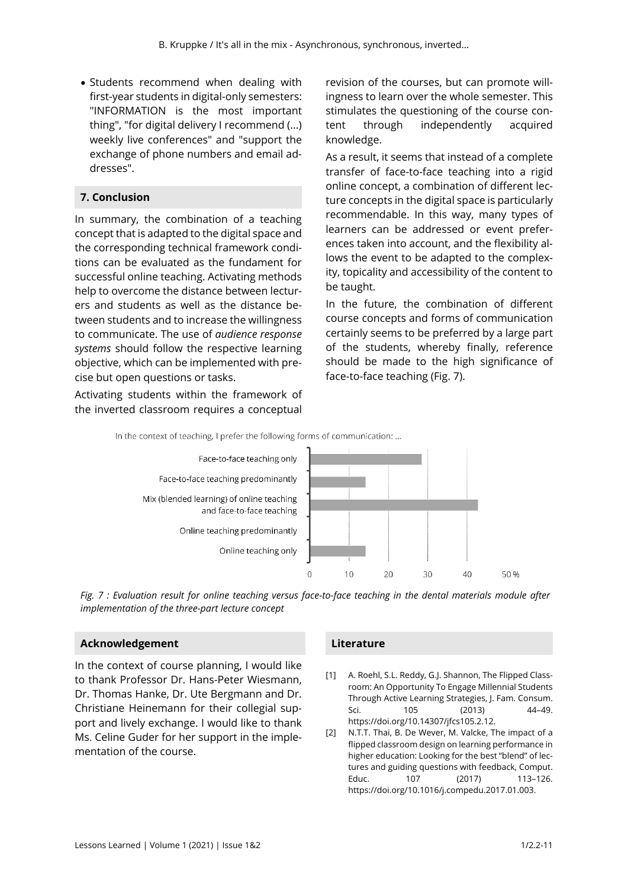- Students recommend when dealing with first-year students in digital-only semesters: "INFORMATION is the most important thing", "for digital delivery I recommend (...) weekly live conferences" and "support the exchange of phone numbers and email addresses".

## 7. Conclusion

In summary, the combination of a teaching concept that is adapted to the digital space and the corresponding technical framework conditions can be evaluated as the fundament for successful online teaching. Activating methods help to overcome the distance between lecturers and students as well as the distance between students and to increase the willingness to communicate. The use of *audience response systems* should follow the respective learning objective, which can be implemented with precise but open questions or tasks.

Activating students within the framework of the inverted classroom requires a conceptual revision of the courses, but can promote willingness to learn over the whole semester. This stimulates the questioning of the course content through independently acquired knowledge.

As a result, it seems that instead of a complete transfer of face-to-face teaching into a rigid online concept, a combination of different lecture concepts in the digital space is particularly recommendable. In this way, many types of learners can be addressed or event preferences taken into account, and the flexibility allows the event to be adapted to the complexity, topicality and accessibility of the content to be taught.

In the future, the combination of different course concepts and forms of communication certainly seems to be preferred by a large part of the students, whereby finally, reference should be made to the high significance of face-to-face teaching (Fig. 7).

In the context of teaching, I prefer the following forms of communication: ...

- Face-to-face teaching only
- Face-to-face teaching predominantly
- Mix (blended learning) of online teaching and face-to-face teaching
- Online teaching predominantly
- Online teaching only

0 10 20 30 40 50 %

*Fig. 7 : Evaluation result for online teaching versus face-to-face teaching in the dental materials module after implementation of the three-part lecture concept*

## Acknowledgement

In the context of course planning, I would like to thank Professor Dr. Hans-Peter Wiesmann, Dr. Thomas Hanke, Dr. Ute Bergmann and Dr. Christiane Heinemann for their collegial support and lively exchange. I would like to thank Ms. Celine Guder for her support in the implementation of the course.

## Literature

[1] A. Roehl, S.L. Reddy, G.J. Shannon, The Flipped Classroom: An Opportunity To Engage Millennial Students Through Active Learning Strategies, J. Fam. Consum. Sci. 105 (2013) 44–49. https://doi.org/10.14307/jfcs105.2.12.

[2] N.T.T. Thai, B. De Wever, M. Valcke, The impact of a flipped classroom design on learning performance in higher education: Looking for the best "blend" of lectures and guiding questions with feedback, Comput. Educ. 107 (2017) 113–126. https://doi.org/10.1016/j.compedu.2017.01.003.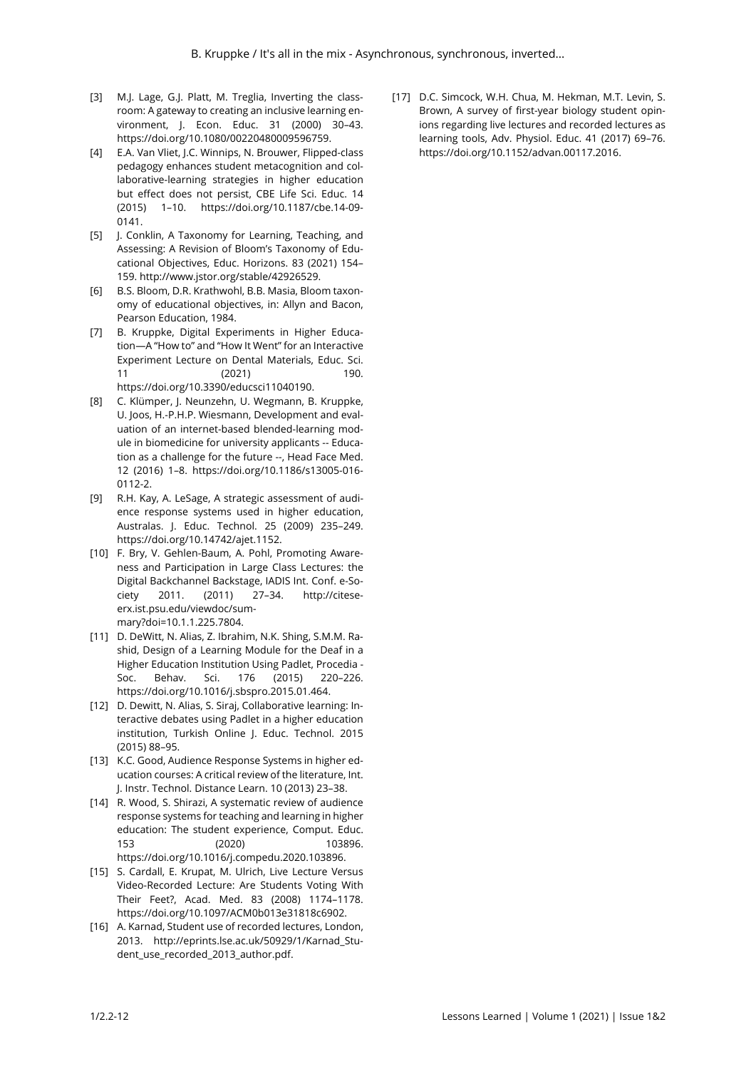[3] M.J. Lage, G.J. Platt, M. Treglia, Inverting the classroom: A gateway to creating an inclusive learning environment, J. Econ. Educ. 31 (2000) 30–43. https://doi.org/10.1080/00220480009596759.

[4] E.A. Van Vliet, J.C. Winnips, N. Brouwer, Flipped-class pedagogy enhances student metacognition and collaborative-learning strategies in higher education but effect does not persist, CBE Life Sci. Educ. 14 (2015) 1–10. https://doi.org/10.1187/cbe.14-09-0141.

[5] J. Conklin, A Taxonomy for Learning, Teaching, and Assessing: A Revision of Bloom's Taxonomy of Educational Objectives, Educ. Horizons. 83 (2021) 154–159. http://www.jstor.org/stable/42926529.

[6] B.S. Bloom, D.R. Krathwohl, B.B. Masia, Bloom taxonomy of educational objectives, in: Allyn and Bacon, Pearson Education, 1984.

[7] B. Kruppke, Digital Experiments in Higher Education—A "How to" and "How It Went" for an Interactive Experiment Lecture on Dental Materials, Educ. Sci. 11 (2021) 190. https://doi.org/10.3390/educsci11040190.

[8] C. Klümper, J. Neunzehn, U. Wegmann, B. Kruppke, U. Joos, H.-P.H.P. Wiesmann, Development and evaluation of an internet-based blended-learning module in biomedicine for university applicants -- Education as a challenge for the future --, Head Face Med. 12 (2016) 1–8. https://doi.org/10.1186/s13005-016-0112-2.

[9] R.H. Kay, A. LeSage, A strategic assessment of audience response systems used in higher education, Australas. J. Educ. Technol. 25 (2009) 235–249. https://doi.org/10.14742/ajet.1152.

[10] F. Bry, V. Gehlen-Baum, A. Pohl, Promoting Awareness and Participation in Large Class Lectures: the Digital Backchannel Backstage, IADIS Int. Conf. e-Society 2011. (2011) 27–34. http://citeseerx.ist.psu.edu/viewdoc/summary?doi=10.1.1.225.7804.

[11] D. DeWitt, N. Alias, Z. Ibrahim, N.K. Shing, S.M.M. Rashid, Design of a Learning Module for the Deaf in a Higher Education Institution Using Padlet, Procedia - Soc. Behav. Sci. 176 (2015) 220–226. https://doi.org/10.1016/j.sbspro.2015.01.464.

[12] D. Dewitt, N. Alias, S. Siraj, Collaborative learning: Interactive debates using Padlet in a higher education institution, Turkish Online J. Educ. Technol. 2015 (2015) 88–95.

[13] K.C. Good, Audience Response Systems in higher education courses: A critical review of the literature, Int. J. Instr. Technol. Distance Learn. 10 (2013) 23–38.

[14] R. Wood, S. Shirazi, A systematic review of audience response systems for teaching and learning in higher education: The student experience, Comput. Educ. 153 (2020) 103896. https://doi.org/10.1016/j.compedu.2020.103896.

[15] S. Cardall, E. Krupat, M. Ulrich, Live Lecture Versus Video-Recorded Lecture: Are Students Voting With Their Feet?, Acad. Med. 83 (2008) 1174–1178. https://doi.org/10.1097/ACM0b013e31818c6902.

[16] A. Karnad, Student use of recorded lectures, London, 2013. http://eprints.lse.ac.uk/50929/1/Karnad_Student_use_recorded_2013_author.pdf.

[17] D.C. Simcock, W.H. Chua, M. Hekman, M.T. Levin, S. Brown, A survey of first-year biology student opinions regarding live lectures and recorded lectures as learning tools, Adv. Physiol. Educ. 41 (2017) 69–76. https://doi.org/10.1152/advan.00117.2016.